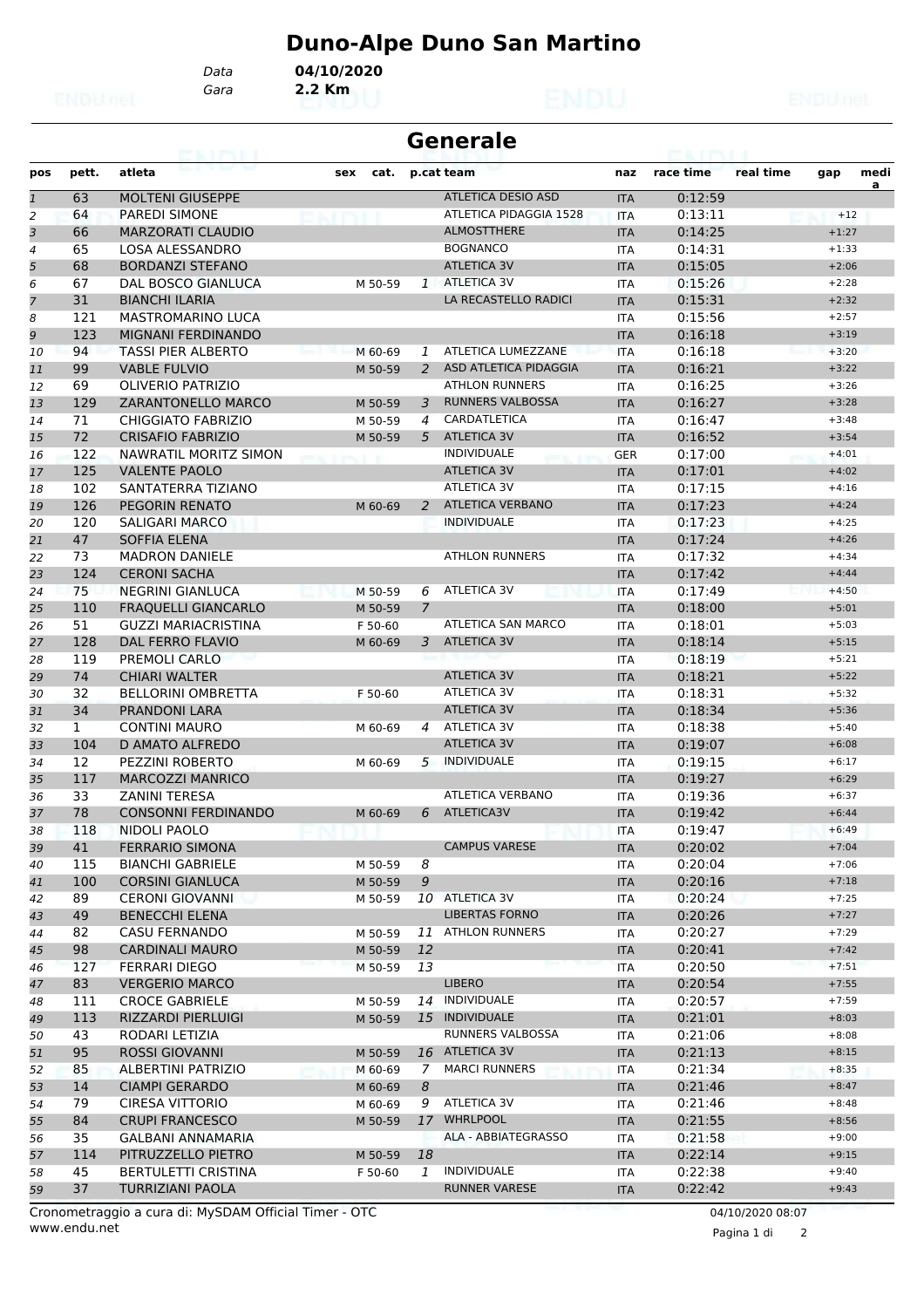# Duno-Alpe Duno San Martino

Data **04/10/2020**

Gara **2.2 Km**

## Generale

| pos | pett. | atleta | sex | cat. | p.cat | team | naz | race time | real time | gap | media |
|---|---|---|---|---|---|---|---|---|---|---|---|
| 1 | 63 | MOLTENI GIUSEPPE | | | | ATLETICA DESIO ASD | ITA | 0:12:59 | | | |
| 2 | 64 | PAREDI SIMONE | | | | ATLETICA PIDAGGIA 1528 | ITA | 0:13:11 | | +12 | |
| 3 | 66 | MARZORATI CLAUDIO | | | | ALMOSTTHERE | ITA | 0:14:25 | | +1:27 | |
| 4 | 65 | LOSA ALESSANDRO | | | | BOGNANCO | ITA | 0:14:31 | | +1:33 | |
| 5 | 68 | BORDANZI STEFANO | | | | ATLETICA 3V | ITA | 0:15:05 | | +2:06 | |
| 6 | 67 | DAL BOSCO GIANLUCA | | M 50-59 | 1 | ATLETICA 3V | ITA | 0:15:26 | | +2:28 | |
| 7 | 31 | BIANCHI ILARIA | | | | LA RECASTELLO RADICI | ITA | 0:15:31 | | +2:32 | |
| 8 | 121 | MASTROMARINO LUCA | | | | | ITA | 0:15:56 | | +2:57 | |
| 9 | 123 | MIGNANI FERDINANDO | | | | | ITA | 0:16:18 | | +3:19 | |
| 10 | 94 | TASSI PIER ALBERTO | | M 60-69 | 1 | ATLETICA LUMEZZANE | ITA | 0:16:18 | | +3:20 | |
| 11 | 99 | VABLE FULVIO | | M 50-59 | 2 | ASD ATLETICA PIDAGGIA | ITA | 0:16:21 | | +3:22 | |
| 12 | 69 | OLIVERIO PATRIZIO | | | | ATHLON RUNNERS | ITA | 0:16:25 | | +3:26 | |
| 13 | 129 | ZARANTONELLO MARCO | | M 50-59 | 3 | RUNNERS VALBOSSA | ITA | 0:16:27 | | +3:28 | |
| 14 | 71 | CHIGGIATO FABRIZIO | | M 50-59 | 4 | CARDATLETICA | ITA | 0:16:47 | | +3:48 | |
| 15 | 72 | CRISAFIO FABRIZIO | | M 50-59 | 5 | ATLETICA 3V | ITA | 0:16:52 | | +3:54 | |
| 16 | 122 | NAWRATIL MORITZ SIMON | | | | INDIVIDUALE | GER | 0:17:00 | | +4:01 | |
| 17 | 125 | VALENTE PAOLO | | | | ATLETICA 3V | ITA | 0:17:01 | | +4:02 | |
| 18 | 102 | SANTATERRA TIZIANO | | | | ATLETICA 3V | ITA | 0:17:15 | | +4:16 | |
| 19 | 126 | PEGORIN RENATO | | M 60-69 | 2 | ATLETICA VERBANO | ITA | 0:17:23 | | +4:24 | |
| 20 | 120 | SALIGARI MARCO | | | | INDIVIDUALE | ITA | 0:17:23 | | +4:25 | |
| 21 | 47 | SOFFIA ELENA | | | | | ITA | 0:17:24 | | +4:26 | |
| 22 | 73 | MADRON DANIELE | | | | ATHLON RUNNERS | ITA | 0:17:32 | | +4:34 | |
| 23 | 124 | CERONI SACHA | | | | | ITA | 0:17:42 | | +4:44 | |
| 24 | 75 | NEGRINI GIANLUCA | | M 50-59 | 6 | ATLETICA 3V | ITA | 0:17:49 | | +4:50 | |
| 25 | 110 | FRAQUELLI GIANCARLO | | M 50-59 | 7 | | ITA | 0:18:00 | | +5:01 | |
| 26 | 51 | GUZZI MARIACRISTINA | | F 50-60 | | ATLETICA SAN MARCO | ITA | 0:18:01 | | +5:03 | |
| 27 | 128 | DAL FERRO FLAVIO | | M 60-69 | 3 | ATLETICA 3V | ITA | 0:18:14 | | +5:15 | |
| 28 | 119 | PREMOLI CARLO | | | | | ITA | 0:18:19 | | +5:21 | |
| 29 | 74 | CHIARI WALTER | | | | ATLETICA 3V | ITA | 0:18:21 | | +5:22 | |
| 30 | 32 | BELLORINI OMBRETTA | | F 50-60 | | ATLETICA 3V | ITA | 0:18:31 | | +5:32 | |
| 31 | 34 | PRANDONI LARA | | | | ATLETICA 3V | ITA | 0:18:34 | | +5:36 | |
| 32 | 1 | CONTINI MAURO | | M 60-69 | 4 | ATLETICA 3V | ITA | 0:18:38 | | +5:40 | |
| 33 | 104 | D AMATO ALFREDO | | | | ATLETICA 3V | ITA | 0:19:07 | | +6:08 | |
| 34 | 12 | PEZZINI ROBERTO | | M 60-69 | 5 | INDIVIDUALE | ITA | 0:19:15 | | +6:17 | |
| 35 | 117 | MARCOZZI MANRICO | | | | | ITA | 0:19:27 | | +6:29 | |
| 36 | 33 | ZANINI TERESA | | | | ATLETICA VERBANO | ITA | 0:19:36 | | +6:37 | |
| 37 | 78 | CONSONNI FERDINANDO | | M 60-69 | 6 | ATLETICA3V | ITA | 0:19:42 | | +6:44 | |
| 38 | 118 | NIDOLI PAOLO | | | | | ITA | 0:19:47 | | +6:49 | |
| 39 | 41 | FERRARIO SIMONA | | | | CAMPUS VARESE | ITA | 0:20:02 | | +7:04 | |
| 40 | 115 | BIANCHI GABRIELE | | M 50-59 | 8 | | ITA | 0:20:04 | | +7:06 | |
| 41 | 100 | CORSINI GIANLUCA | | M 50-59 | 9 | | ITA | 0:20:16 | | +7:18 | |
| 42 | 89 | CERONI GIOVANNI | | M 50-59 | 10 | ATLETICA 3V | ITA | 0:20:24 | | +7:25 | |
| 43 | 49 | BENECCHI ELENA | | | | LIBERTAS FORNO | ITA | 0:20:26 | | +7:27 | |
| 44 | 82 | CASU FERNANDO | | M 50-59 | 11 | ATHLON RUNNERS | ITA | 0:20:27 | | +7:29 | |
| 45 | 98 | CARDINALI MAURO | | M 50-59 | 12 | | ITA | 0:20:41 | | +7:42 | |
| 46 | 127 | FERRARI DIEGO | | M 50-59 | 13 | | ITA | 0:20:50 | | +7:51 | |
| 47 | 83 | VERGERIO MARCO | | | | LIBERO | ITA | 0:20:54 | | +7:55 | |
| 48 | 111 | CROCE GABRIELE | | M 50-59 | 14 | INDIVIDUALE | ITA | 0:20:57 | | +7:59 | |
| 49 | 113 | RIZZARDI PIERLUIGI | | M 50-59 | 15 | INDIVIDUALE | ITA | 0:21:01 | | +8:03 | |
| 50 | 43 | RODARI LETIZIA | | | | RUNNERS VALBOSSA | ITA | 0:21:06 | | +8:08 | |
| 51 | 95 | ROSSI GIOVANNI | | M 50-59 | 16 | ATLETICA 3V | ITA | 0:21:13 | | +8:15 | |
| 52 | 85 | ALBERTINI PATRIZIO | | M 60-69 | 7 | MARCI RUNNERS | ITA | 0:21:34 | | +8:35 | |
| 53 | 14 | CIAMPI GERARDO | | M 60-69 | 8 | | ITA | 0:21:46 | | +8:47 | |
| 54 | 79 | CIRESA VITTORIO | | M 60-69 | 9 | ATLETICA 3V | ITA | 0:21:46 | | +8:48 | |
| 55 | 84 | CRUPI FRANCESCO | | M 50-59 | 17 | WHRLPOOL | ITA | 0:21:55 | | +8:56 | |
| 56 | 35 | GALBANI ANNAMARIA | | | | ALA - ABBIATEGRASSO | ITA | 0:21:58 | | +9:00 | |
| 57 | 114 | PITRUZZELLO PIETRO | | M 50-59 | 18 | | ITA | 0:22:14 | | +9:15 | |
| 58 | 45 | BERTULETTI CRISTINA | | F 50-60 | 1 | INDIVIDUALE | ITA | 0:22:38 | | +9:40 | |
| 59 | 37 | TURRIZIANI PAOLA | | | | RUNNER VARESE | ITA | 0:22:42 | | +9:43 | |

Cronometraggio a cura di: MySDAM Official Timer - OTC
www.endu.net

04/10/2020 08:07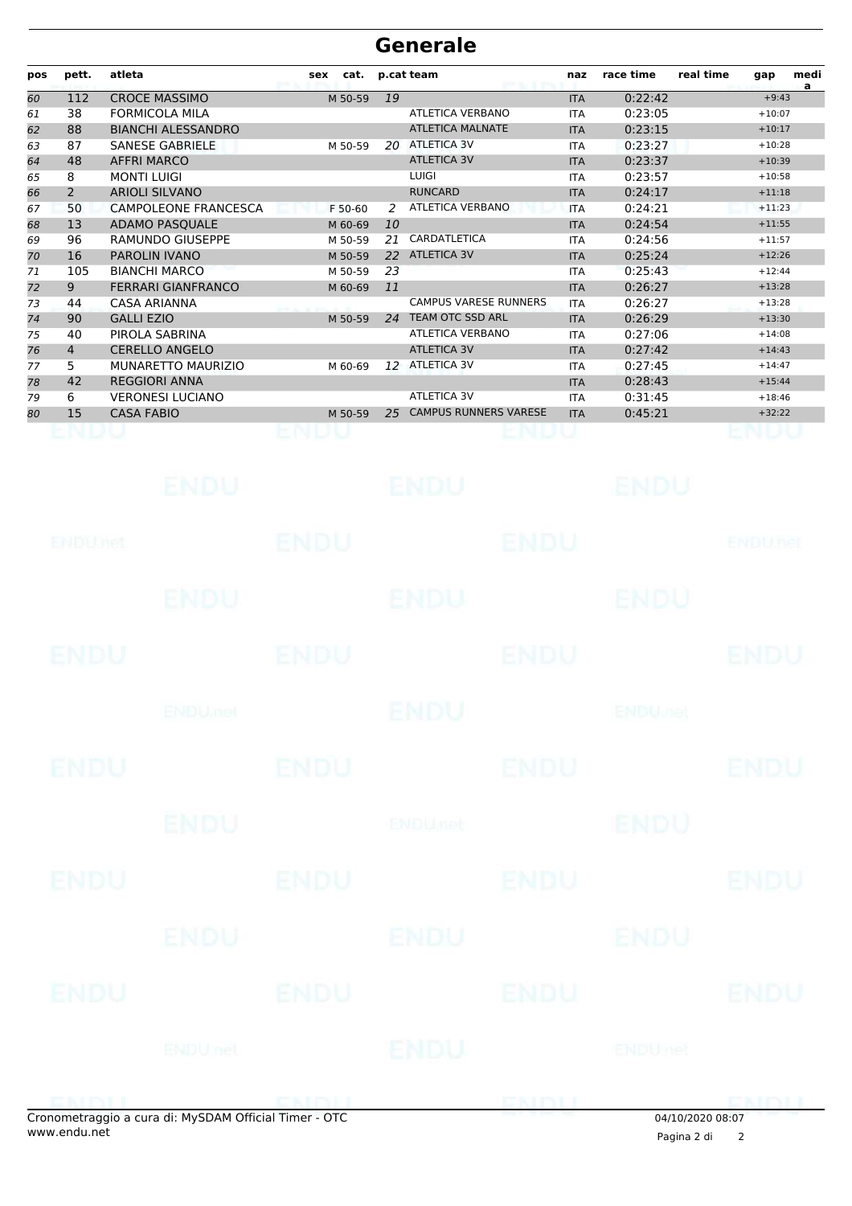# Generale

| pos | pett. | atleta | sex | cat. | p.cat | team | naz | race time | real time | gap | media |
|---|---|---|---|---|---|---|---|---|---|---|---|
| 60 | 112 | CROCE MASSIMO | | M 50-59 | 19 | | ITA | 0:22:42 | | +9:43 | |
| 61 | 38 | FORMICOLA MILA | | | | ATLETICA VERBANO | ITA | 0:23:05 | | +10:07 | |
| 62 | 88 | BIANCHI ALESSANDRO | | | | ATLETICA MALNATE | ITA | 0:23:15 | | +10:17 | |
| 63 | 87 | SANESE GABRIELE | | M 50-59 | 20 | ATLETICA 3V | ITA | 0:23:27 | | +10:28 | |
| 64 | 48 | AFFRI MARCO | | | | ATLETICA 3V | ITA | 0:23:37 | | +10:39 | |
| 65 | 8 | MONTI LUIGI | | | | LUIGI | ITA | 0:23:57 | | +10:58 | |
| 66 | 2 | ARIOLI SILVANO | | | | RUNCARD | ITA | 0:24:17 | | +11:18 | |
| 67 | 50 | CAMPOLEONE FRANCESCA | | F 50-60 | 2 | ATLETICA VERBANO | ITA | 0:24:21 | | +11:23 | |
| 68 | 13 | ADAMO PASQUALE | | M 60-69 | 10 | | ITA | 0:24:54 | | +11:55 | |
| 69 | 96 | RAMUNDO GIUSEPPE | | M 50-59 | 21 | CARDATLETICA | ITA | 0:24:56 | | +11:57 | |
| 70 | 16 | PAROLIN IVANO | | M 50-59 | 22 | ATLETICA 3V | ITA | 0:25:24 | | +12:26 | |
| 71 | 105 | BIANCHI MARCO | | M 50-59 | 23 | | ITA | 0:25:43 | | +12:44 | |
| 72 | 9 | FERRARI GIANFRANCO | | M 60-69 | 11 | | ITA | 0:26:27 | | +13:28 | |
| 73 | 44 | CASA ARIANNA | | | | CAMPUS VARESE RUNNERS | ITA | 0:26:27 | | +13:28 | |
| 74 | 90 | GALLI EZIO | | M 50-59 | 24 | TEAM OTC SSD ARL | ITA | 0:26:29 | | +13:30 | |
| 75 | 40 | PIROLA SABRINA | | | | ATLETICA VERBANO | ITA | 0:27:06 | | +14:08 | |
| 76 | 4 | CERELLO ANGELO | | | | ATLETICA 3V | ITA | 0:27:42 | | +14:43 | |
| 77 | 5 | MUNARETTO MAURIZIO | | M 60-69 | 12 | ATLETICA 3V | ITA | 0:27:45 | | +14:47 | |
| 78 | 42 | REGGIORI ANNA | | | | | ITA | 0:28:43 | | +15:44 | |
| 79 | 6 | VERONESI LUCIANO | | | | ATLETICA 3V | ITA | 0:31:45 | | +18:46 | |
| 80 | 15 | CASA FABIO | | M 50-59 | 25 | CAMPUS RUNNERS VARESE | ITA | 0:45:21 | | +32:22 | |

Cronometraggio a cura di: MySDAM Official Timer - OTC
www.endu.net

04/10/2020 08:07